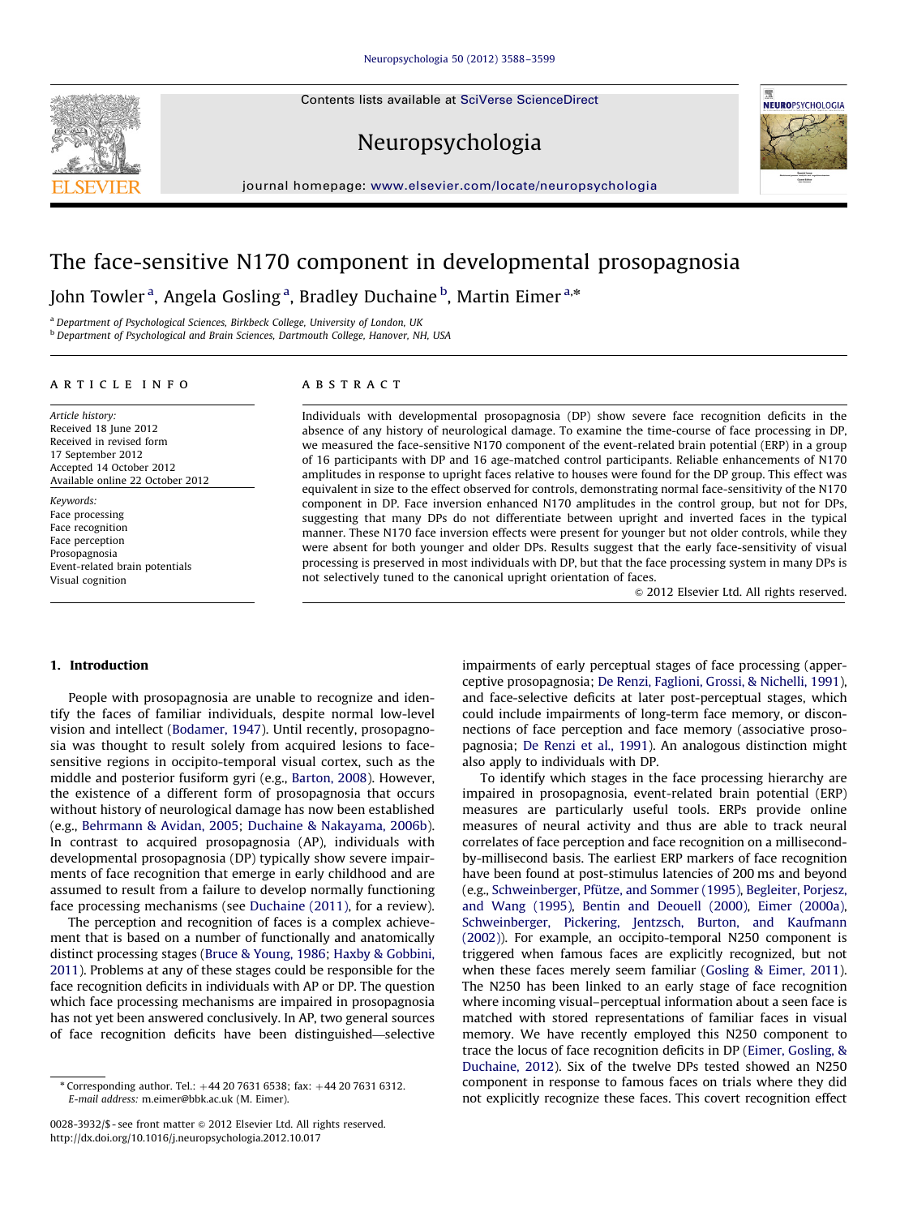# The face-sensitive N170 component in developmental prosopagnosia

John Towler [a], Angela Gosling [a], Bradley Duchaine [b], Martin Eimer [a,*]

[a] Department of Psychological Sciences, Birkbeck College, University of London, UK

[b] Department of Psychological and Brain Sciences, Dartmouth College, Hanover, NH, USA

## ARTICLE INFO

*Article history:*
Received 18 June 2012
Received in revised form
17 September 2012
Accepted 14 October 2012
Available online 22 October 2012

*Keywords:*
Face processing
Face recognition
Face perception
Prosopagnosia
Event-related brain potentials
Visual cognition

## ABSTRACT

Individuals with developmental prosopagnosia (DP) show severe face recognition deficits in the absence of any history of neurological damage. To examine the time-course of face processing in DP, we measured the face-sensitive N170 component of the event-related brain potential (ERP) in a group of 16 participants with DP and 16 age-matched control participants. Reliable enhancements of N170 amplitudes in response to upright faces relative to houses were found for the DP group. This effect was equivalent in size to the effect observed for controls, demonstrating normal face-sensitivity of the N170 component in DP. Face inversion enhanced N170 amplitudes in the control group, but not for DPs, suggesting that many DPs do not differentiate between upright and inverted faces in the typical manner. These N170 face inversion effects were present for younger but not older controls, while they were absent for both younger and older DPs. Results suggest that the early face-sensitivity of visual processing is preserved in most individuals with DP, but that the face processing system in many DPs is not selectively tuned to the canonical upright orientation of faces.

© 2012 Elsevier Ltd. All rights reserved.

## 1. Introduction

People with prosopagnosia are unable to recognize and identify the faces of familiar individuals, despite normal low-level vision and intellect (Bodamer, 1947). Until recently, prosopagnosia was thought to result solely from acquired lesions to face-sensitive regions in occipito-temporal visual cortex, such as the middle and posterior fusiform gyri (e.g., Barton, 2008). However, the existence of a different form of prosopagnosia that occurs without history of neurological damage has now been established (e.g., Behrmann & Avidan, 2005; Duchaine & Nakayama, 2006b). In contrast to acquired prosopagnosia (AP), individuals with developmental prosopagnosia (DP) typically show severe impairments of face recognition that emerge in early childhood and are assumed to result from a failure to develop normally functioning face processing mechanisms (see Duchaine (2011), for a review).

The perception and recognition of faces is a complex achievement that is based on a number of functionally and anatomically distinct processing stages (Bruce & Young, 1986; Haxby & Gobbini, 2011). Problems at any of these stages could be responsible for the face recognition deficits in individuals with AP or DP. The question which face processing mechanisms are impaired in prosopagnosia has not yet been answered conclusively. In AP, two general sources of face recognition deficits have been distinguished—selective impairments of early perceptual stages of face processing (apperceptive prosopagnosia; De Renzi, Faglioni, Grossi, & Nichelli, 1991), and face-selective deficits at later post-perceptual stages, which could include impairments of long-term face memory, or disconnections of face perception and face memory (associative prosopagnosia; De Renzi et al., 1991). An analogous distinction might also apply to individuals with DP.

To identify which stages in the face processing hierarchy are impaired in prosopagnosia, event-related brain potential (ERP) measures are particularly useful tools. ERPs provide online measures of neural activity and thus are able to track neural correlates of face perception and face recognition on a millisecond-by-millisecond basis. The earliest ERP markers of face recognition have been found at post-stimulus latencies of 200 ms and beyond (e.g., Schweinberger, Pfütze, and Sommer (1995), Begleiter, Porjesz, and Wang (1995), Bentin and Deouell (2000), Eimer (2000a), Schweinberger, Pickering, Jentzsch, Burton, and Kaufmann (2002)). For example, an occipito-temporal N250 component is triggered when famous faces are explicitly recognized, but not when these faces merely seem familiar (Gosling & Eimer, 2011). The N250 has been linked to an early stage of face recognition where incoming visual–perceptual information about a seen face is matched with stored representations of familiar faces in visual memory. We have recently employed this N250 component to trace the locus of face recognition deficits in DP (Eimer, Gosling, & Duchaine, 2012). Six of the twelve DPs tested showed an N250 component in response to famous faces on trials where they did not explicitly recognize these faces. This covert recognition effect

* Corresponding author. Tel.: +44 20 7631 6538; fax: +44 20 7631 6312.
E-mail address: m.eimer@bbk.ac.uk (M. Eimer).

0028-3932/$ - see front matter © 2012 Elsevier Ltd. All rights reserved.
http://dx.doi.org/10.1016/j.neuropsychologia.2012.10.017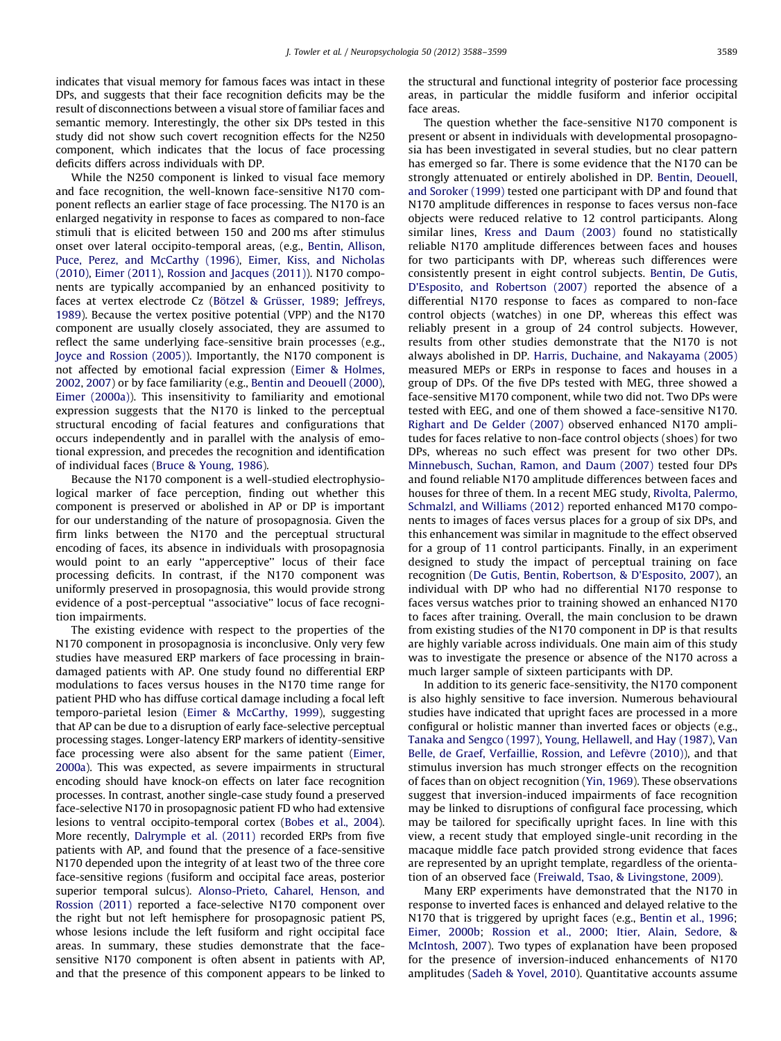indicates that visual memory for famous faces was intact in these DPs, and suggests that their face recognition deficits may be the result of disconnections between a visual store of familiar faces and semantic memory. Interestingly, the other six DPs tested in this study did not show such covert recognition effects for the N250 component, which indicates that the locus of face processing deficits differs across individuals with DP.

While the N250 component is linked to visual face memory and face recognition, the well-known face-sensitive N170 component reflects an earlier stage of face processing. The N170 is an enlarged negativity in response to faces as compared to non-face stimuli that is elicited between 150 and 200 ms after stimulus onset over lateral occipito-temporal areas, (e.g., Bentin, Allison, Puce, Perez, and McCarthy (1996), Eimer, Kiss, and Nicholas (2010), Eimer (2011), Rossion and Jacques (2011)). N170 components are typically accompanied by an enhanced positivity to faces at vertex electrode Cz (Bötzel & Grüsser, 1989; Jeffreys, 1989). Because the vertex positive potential (VPP) and the N170 component are usually closely associated, they are assumed to reflect the same face-sensitive brain processes (e.g., Joyce and Rossion (2005)). Importantly, the N170 component is not affected by emotional facial expression (Eimer & Holmes, 2002, 2007) or by face familiarity (e.g., Bentin and Deouell (2000), Eimer (2000a)). This insensitivity to familiarity and emotional expression suggests that the N170 is linked to the perceptual structural encoding of facial features and configurations that occurs independently and in parallel with the analysis of emotional expression, and precedes the recognition and identification of individual faces (Bruce & Young, 1986).

Because the N170 component is a well-studied electrophysiological marker of face perception, finding out whether this component is preserved or abolished in AP or DP is important for our understanding of the nature of prosopagnosia. Given the firm links between the N170 and the perceptual structural encoding of faces, its absence in individuals with prosopagnosia would point to an early ''apperceptive'' locus of their face processing deficits. In contrast, if the N170 component was uniformly preserved in prosopagnosia, this would provide strong evidence of a post-perceptual ''associative'' locus of face recognition impairments.

The existing evidence with respect to the properties of the N170 component in prosopagnosia is inconclusive. Only very few studies have measured ERP markers of face processing in brain-damaged patients with AP. One study found no differential ERP modulations to faces versus houses in the N170 time range for patient PHD who has diffuse cortical damage including a focal left temporo-parietal lesion (Eimer & McCarthy, 1999), suggesting that AP can be due to a disruption of early face-selective perceptual processing stages. Longer-latency ERP markers of identity-sensitive face processing were also absent for the same patient (Eimer, 2000a). This was expected, as severe impairments in structural encoding should have knock-on effects on later face recognition processes. In contrast, another single-case study found a preserved face-selective N170 in prosopagnosic patient FD who had extensive lesions to ventral occipito-temporal cortex (Bobes et al., 2004). More recently, Dalrymple et al. (2011) recorded ERPs from five patients with AP, and found that the presence of a face-sensitive N170 depended upon the integrity of at least two of the three core face-sensitive regions (fusiform and occipital face areas, posterior superior temporal sulcus). Alonso-Prieto, Caharel, Henson, and Rossion (2011) reported a face-selective N170 component over the right but not left hemisphere for prosopagnosic patient PS, whose lesions include the left fusiform and right occipital face areas. In summary, these studies demonstrate that the face-sensitive N170 component is often absent in patients with AP, and that the presence of this component appears to be linked to the structural and functional integrity of posterior face processing areas, in particular the middle fusiform and inferior occipital face areas.

The question whether the face-sensitive N170 component is present or absent in individuals with developmental prosopagnosia has been investigated in several studies, but no clear pattern has emerged so far. There is some evidence that the N170 can be strongly attenuated or entirely abolished in DP. Bentin, Deouell, and Soroker (1999) tested one participant with DP and found that N170 amplitude differences in response to faces versus non-face objects were reduced relative to 12 control participants. Along similar lines, Kress and Daum (2003) found no statistically reliable N170 amplitude differences between faces and houses for two participants with DP, whereas such differences were consistently present in eight control subjects. Bentin, De Gutis, D'Esposito, and Robertson (2007) reported the absence of a differential N170 response to faces as compared to non-face control objects (watches) in one DP, whereas this effect was reliably present in a group of 24 control subjects. However, results from other studies demonstrate that the N170 is not always abolished in DP. Harris, Duchaine, and Nakayama (2005) measured MEPs or ERPs in response to faces and houses in a group of DPs. Of the five DPs tested with MEG, three showed a face-sensitive M170 component, while two did not. Two DPs were tested with EEG, and one of them showed a face-sensitive N170. Righart and De Gelder (2007) observed enhanced N170 amplitudes for faces relative to non-face control objects (shoes) for two DPs, whereas no such effect was present for two other DPs. Minnebusch, Suchan, Ramon, and Daum (2007) tested four DPs and found reliable N170 amplitude differences between faces and houses for three of them. In a recent MEG study, Rivolta, Palermo, Schmalzl, and Williams (2012) reported enhanced M170 components to images of faces versus places for a group of six DPs, and this enhancement was similar in magnitude to the effect observed for a group of 11 control participants. Finally, in an experiment designed to study the impact of perceptual training on face recognition (De Gutis, Bentin, Robertson, & D'Esposito, 2007), an individual with DP who had no differential N170 response to faces versus watches prior to training showed an enhanced N170 to faces after training. Overall, the main conclusion to be drawn from existing studies of the N170 component in DP is that results are highly variable across individuals. One main aim of this study was to investigate the presence or absence of the N170 across a much larger sample of sixteen participants with DP.

In addition to its generic face-sensitivity, the N170 component is also highly sensitive to face inversion. Numerous behavioural studies have indicated that upright faces are processed in a more configural or holistic manner than inverted faces or objects (e.g., Tanaka and Sengco (1997), Young, Hellawell, and Hay (1987), Van Belle, de Graef, Verfaillie, Rossion, and Lefèvre (2010)), and that stimulus inversion has much stronger effects on the recognition of faces than on object recognition (Yin, 1969). These observations suggest that inversion-induced impairments of face recognition may be linked to disruptions of configural face processing, which may be tailored for specifically upright faces. In line with this view, a recent study that employed single-unit recording in the macaque middle face patch provided strong evidence that faces are represented by an upright template, regardless of the orientation of an observed face (Freiwald, Tsao, & Livingstone, 2009).

Many ERP experiments have demonstrated that the N170 in response to inverted faces is enhanced and delayed relative to the N170 that is triggered by upright faces (e.g., Bentin et al., 1996; Eimer, 2000b; Rossion et al., 2000; Itier, Alain, Sedore, & McIntosh, 2007). Two types of explanation have been proposed for the presence of inversion-induced enhancements of N170 amplitudes (Sadeh & Yovel, 2010). Quantitative accounts assume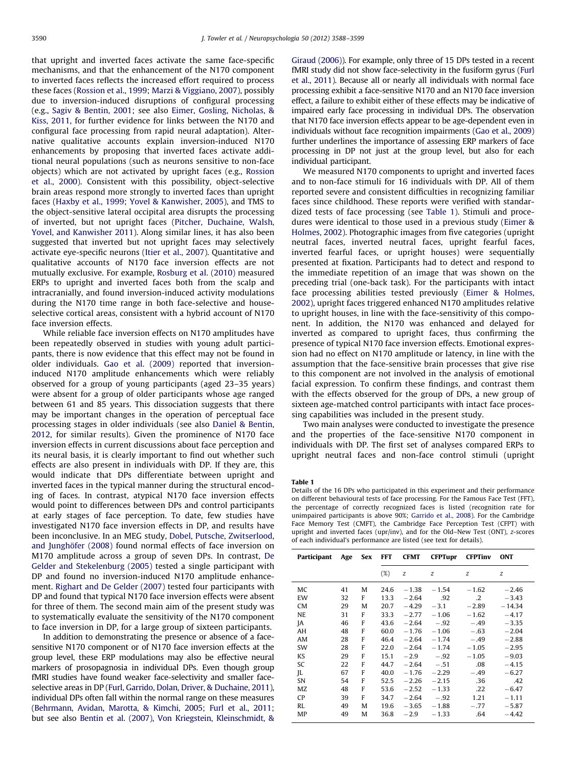that upright and inverted faces activate the same face-specific mechanisms, and that the enhancement of the N170 component to inverted faces reflects the increased effort required to process these faces (Rossion et al., 1999; Marzi & Viggiano, 2007), possibly due to inversion-induced disruptions of configural processing (e.g., Sagiv & Bentin, 2001; see also Eimer, Gosling, Nicholas, & Kiss, 2011, for further evidence for links between the N170 and configural face processing from rapid neural adaptation). Alternative qualitative accounts explain inversion-induced N170 enhancements by proposing that inverted faces activate additional neural populations (such as neurons sensitive to non-face objects) which are not activated by upright faces (e.g., Rossion et al., 2000). Consistent with this possibility, object-selective brain areas respond more strongly to inverted faces than upright faces (Haxby et al., 1999; Yovel & Kanwisher, 2005), and TMS to the object-sensitive lateral occipital area disrupts the processing of inverted, but not upright faces (Pitcher, Duchaine, Walsh, Yovel, and Kanwisher 2011). Along similar lines, it has also been suggested that inverted but not upright faces may selectively activate eye-specific neurons (Itier et al., 2007). Quantitative and qualitative accounts of N170 face inversion effects are not mutually exclusive. For example, Rosburg et al. (2010) measured ERPs to upright and inverted faces both from the scalp and intracranially, and found inversion-induced activity modulations during the N170 time range in both face-selective and house-selective cortical areas, consistent with a hybrid account of N170 face inversion effects.

While reliable face inversion effects on N170 amplitudes have been repeatedly observed in studies with young adult participants, there is now evidence that this effect may not be found in older individuals. Gao et al. (2009) reported that inversion-induced N170 amplitude enhancements which were reliably observed for a group of young participants (aged 23–35 years) were absent for a group of older participants whose age ranged between 61 and 85 years. This dissociation suggests that there may be important changes in the operation of perceptual face processing stages in older individuals (see also Daniel & Bentin, 2012, for similar results). Given the prominence of N170 face inversion effects in current discussions about face perception and its neural basis, it is clearly important to find out whether such effects are also present in individuals with DP. If they are, this would indicate that DPs differentiate between upright and inverted faces in the typical manner during the structural encoding of faces. In contrast, atypical N170 face inversion effects would point to differences between DPs and control participants at early stages of face perception. To date, few studies have investigated N170 face inversion effects in DP, and results have been inconclusive. In an MEG study, Dobel, Putsche, Zwitserlood, and Junghöfer (2008) found normal effects of face inversion on M170 amplitude across a group of seven DPs. In contrast, De Gelder and Stekelenburg (2005) tested a single participant with DP and found no inversion-induced N170 amplitude enhancement. Righart and De Gelder (2007) tested four participants with DP and found that typical N170 face inversion effects were absent for three of them. The second main aim of the present study was to systematically evaluate the sensitivity of the N170 component to face inversion in DP, for a large group of sixteen participants.

In addition to demonstrating the presence or absence of a face-sensitive N170 component or of N170 face inversion effects at the group level, these ERP modulations may also be effective neural markers of prosopagnosia in individual DPs. Even though group fMRI studies have found weaker face-selectivity and smaller face-selective areas in DP (Furl, Garrido, Dolan, Driver, & Duchaine, 2011), individual DPs often fall within the normal range on these measures (Behrmann, Avidan, Marotta, & Kimchi, 2005; Furl et al., 2011; but see also Bentin et al. (2007), Von Kriegstein, Kleinschmidt, & Giraud (2006)). For example, only three of 15 DPs tested in a recent fMRI study did not show face-selectivity in the fusiform gyrus (Furl et al., 2011). Because all or nearly all individuals with normal face processing exhibit a face-sensitive N170 and an N170 face inversion effect, a failure to exhibit either of these effects may be indicative of impaired early face processing in individual DPs. The observation that N170 face inversion effects appear to be age-dependent even in individuals without face recognition impairments (Gao et al., 2009) further underlines the importance of assessing ERP markers of face processing in DP not just at the group level, but also for each individual participant.

We measured N170 components to upright and inverted faces and to non-face stimuli for 16 individuals with DP. All of them reported severe and consistent difficulties in recognizing familiar faces since childhood. These reports were verified with standardized tests of face processing (see Table 1). Stimuli and procedures were identical to those used in a previous study (Eimer & Holmes, 2002). Photographic images from five categories (upright neutral faces, inverted neutral faces, upright fearful faces, inverted fearful faces, or upright houses) were sequentially presented at fixation. Participants had to detect and respond to the immediate repetition of an image that was shown on the preceding trial (one-back task). For the participants with intact face processing abilities tested previously (Eimer & Holmes, 2002), upright faces triggered enhanced N170 amplitudes relative to upright houses, in line with the face-sensitivity of this component. In addition, the N170 was enhanced and delayed for inverted as compared to upright faces, thus confirming the presence of typical N170 face inversion effects. Emotional expression had no effect on N170 amplitude or latency, in line with the assumption that the face-sensitive brain processes that give rise to this component are not involved in the analysis of emotional facial expression. To confirm these findings, and contrast them with the effects observed for the group of DPs, a new group of sixteen age-matched control participants with intact face processing capabilities was included in the present study.

Two main analyses were conducted to investigate the presence and the properties of the face-sensitive N170 component in individuals with DP. The first set of analyses compared ERPs to upright neutral faces and non-face control stimuli (upright

**Table 1**
Details of the 16 DPs who participated in this experiment and their performance on different behavioural tests of face processing. For the Famous Face Test (FFT), the percentage of correctly recognized faces is listed (recognition rate for unimpaired participants is above 90%; Garrido et al., 2008). For the Cambridge Face Memory Test (CMFT), the Cambridge Face Perception Test (CFPT) with upright and inverted faces (upr/inv), and for the Old–New Test (ONT), z-scores of each individual's performance are listed (see text for details).

| Participant | Age | Sex | FFT | CFMT | CFPTupr | CFPTinv | ONT |
|---|---|---|---|---|---|---|---|
| | | | (%) | z | z | z | z |
| MC | 41 | M | 24.6 | −1.38 | −1.54 | −1.62 | −2.46 |
| EW | 32 | F | 13.3 | −2.64 | .92 | .2 | −3.43 |
| CM | 29 | M | 20.7 | −4.29 | −3.1 | −2.89 | −14.34 |
| NE | 31 | F | 33.3 | −2.77 | −1.06 | −1.62 | −4.17 |
| JA | 46 | F | 43.6 | −2.64 | −.92 | −.49 | −3.35 |
| AH | 48 | F | 60.0 | −1.76 | −1.06 | −.63 | −2.04 |
| AM | 28 | F | 46.4 | −2.64 | −1.74 | −.49 | −2.88 |
| SW | 28 | F | 22.0 | −2.64 | −1.74 | −1.05 | −2.95 |
| KS | 29 | F | 15.1 | −2.9 | −.92 | −1.05 | −9.03 |
| SC | 22 | F | 44.7 | −2.64 | −.51 | .08 | −4.15 |
| JL | 67 | F | 40.0 | −1.76 | −2.29 | −.49 | −6.27 |
| SN | 54 | F | 52.5 | −2.26 | −2.15 | .36 | .42 |
| MZ | 48 | F | 53.6 | −2.52 | −1.33 | .22 | −6.47 |
| CP | 39 | F | 34.7 | −2.64 | −.92 | 1.21 | −1.11 |
| RL | 49 | M | 19.6 | −3.65 | −1.88 | −.77 | −5.87 |
| MP | 49 | M | 36.8 | −2.9 | −1.33 | .64 | −4.42 |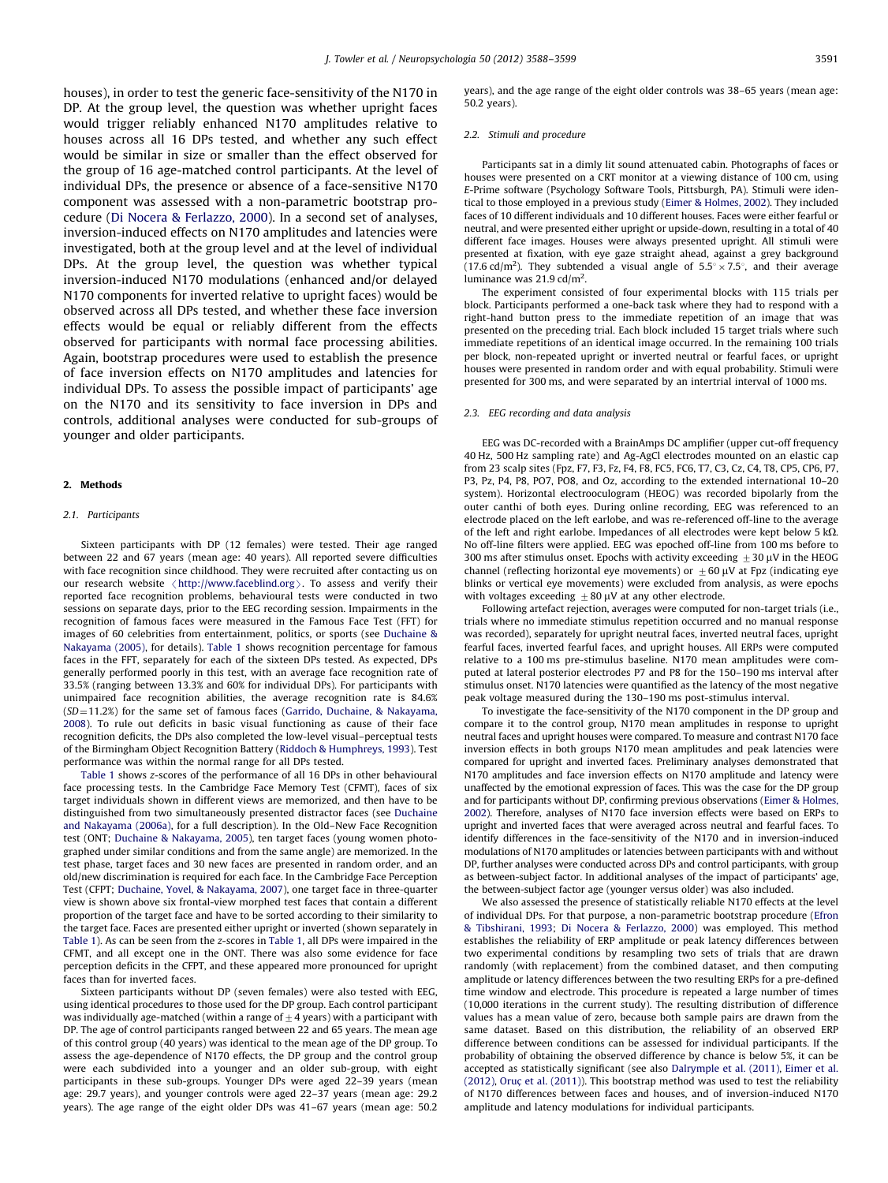houses), in order to test the generic face-sensitivity of the N170 in DP. At the group level, the question was whether upright faces would trigger reliably enhanced N170 amplitudes relative to houses across all 16 DPs tested, and whether any such effect would be similar in size or smaller than the effect observed for the group of 16 age-matched control participants. At the level of individual DPs, the presence or absence of a face-sensitive N170 component was assessed with a non-parametric bootstrap procedure (Di Nocera & Ferlazzo, 2000). In a second set of analyses, inversion-induced effects on N170 amplitudes and latencies were investigated, both at the group level and at the level of individual DPs. At the group level, the question was whether typical inversion-induced N170 modulations (enhanced and/or delayed N170 components for inverted relative to upright faces) would be observed across all DPs tested, and whether these face inversion effects would be equal or reliably different from the effects observed for participants with normal face processing abilities. Again, bootstrap procedures were used to establish the presence of face inversion effects on N170 amplitudes and latencies for individual DPs. To assess the possible impact of participants' age on the N170 and its sensitivity to face inversion in DPs and controls, additional analyses were conducted for sub-groups of younger and older participants.

## 2. Methods

### 2.1. Participants

Sixteen participants with DP (12 females) were tested. Their age ranged between 22 and 67 years (mean age: 40 years). All reported severe difficulties with face recognition since childhood. They were recruited after contacting us on our research website 〈http://www.faceblind.org〉. To assess and verify their reported face recognition problems, behavioural tests were conducted in two sessions on separate days, prior to the EEG recording session. Impairments in the recognition of famous faces were measured in the Famous Face Test (FFT) for images of 60 celebrities from entertainment, politics, or sports (see Duchaine & Nakayama (2005), for details). Table 1 shows recognition percentage for famous faces in the FFT, separately for each of the sixteen DPs tested. As expected, DPs generally performed poorly in this test, with an average face recognition rate of 33.5% (ranging between 13.3% and 60% for individual DPs). For participants with unimpaired face recognition abilities, the average recognition rate is 84.6% ($SD$ = 11.2%) for the same set of famous faces (Garrido, Duchaine, & Nakayama, 2008). To rule out deficits in basic visual functioning as cause of their face recognition deficits, the DPs also completed the low-level visual–perceptual tests of the Birmingham Object Recognition Battery (Riddoch & Humphreys, 1993). Test performance was within the normal range for all DPs tested.

Table 1 shows z-scores of the performance of all 16 DPs in other behavioural face processing tests. In the Cambridge Face Memory Test (CFMT), faces of six target individuals shown in different views are memorized, and then have to be distinguished from two simultaneously presented distractor faces (see Duchaine and Nakayama (2006a), for a full description). In the Old–New Face Recognition test (ONT; Duchaine & Nakayama, 2005), ten target faces (young women photographed under similar conditions and from the same angle) are memorized. In the test phase, target faces and 30 new faces are presented in random order, and an old/new discrimination is required for each face. In the Cambridge Face Perception Test (CFPT; Duchaine, Yovel, & Nakayama, 2007), one target face in three-quarter view is shown above six frontal-view morphed test faces that contain a different proportion of the target face and have to be sorted according to their similarity to the target face. Faces are presented either upright or inverted (shown separately in Table 1). As can be seen from the z-scores in Table 1, all DPs were impaired in the CFMT, and all except one in the ONT. There was also some evidence for face perception deficits in the CFPT, and these appeared more pronounced for upright faces than for inverted faces.

Sixteen participants without DP (seven females) were also tested with EEG, using identical procedures to those used for the DP group. Each control participant was individually age-matched (within a range of ±4 years) with a participant with DP. The age of control participants ranged between 22 and 65 years. The mean age of this control group (40 years) was identical to the mean age of the DP group. To assess the age-dependence of N170 effects, the DP group and the control group were each subdivided into a younger and an older sub-group, with eight participants in these sub-groups. Younger DPs were aged 22–39 years (mean age: 29.7 years), and younger controls were aged 22–37 years (mean age: 29.2 years). The age range of the eight older DPs was 41–67 years (mean age: 50.2 years), and the age range of the eight older controls was 38–65 years (mean age: 50.2 years).

### 2.2. Stimuli and procedure

Participants sat in a dimly lit sound attenuated cabin. Photographs of faces or houses were presented on a CRT monitor at a viewing distance of 100 cm, using *E-Prime* software (Psychology Software Tools, Pittsburgh, PA). Stimuli were identical to those employed in a previous study (Eimer & Holmes, 2002). They included faces of 10 different individuals and 10 different houses. Faces were either fearful or neutral, and were presented either upright or upside-down, resulting in a total of 40 different face images. Houses were always presented upright. All stimuli were presented at fixation, with eye gaze straight ahead, against a grey background (17.6 cd/m$^2$). They subtended a visual angle of $5.5° \times 7.5°$, and their average luminance was 21.9 cd/m$^2$.

The experiment consisted of four experimental blocks with 115 trials per block. Participants performed a one-back task where they had to respond with a right-hand button press to the immediate repetition of an image that was presented on the preceding trial. Each block included 15 target trials where such immediate repetitions of an identical image occurred. In the remaining 100 trials per block, non-repeated upright or inverted neutral or fearful faces, or upright houses were presented in random order and with equal probability. Stimuli were presented for 300 ms, and were separated by an intertrial interval of 1000 ms.

### 2.3. EEG recording and data analysis

EEG was DC-recorded with a BrainAmps DC amplifier (upper cut-off frequency 40 Hz, 500 Hz sampling rate) and Ag-AgCl electrodes mounted on an elastic cap from 23 scalp sites (Fpz, F7, F3, Fz, F4, F8, FC5, FC6, T7, C3, Cz, C4, T8, CP5, CP6, P7, P3, Pz, P4, P8, PO7, PO8, and Oz, according to the extended international 10–20 system). Horizontal electrooculogram (HEOG) was recorded bipolarly from the outer canthi of both eyes. During online recording, EEG was referenced to an electrode placed on the left earlobe, and was re-referenced off-line to the average of the left and right earlobe. Impedances of all electrodes were kept below 5 kΩ. No off-line filters were applied. EEG was epoched off-line from 100 ms before to 300 ms after stimulus onset. Epochs with activity exceeding ±30 μV in the HEOG channel (reflecting horizontal eye movements) or ±60 μV at Fpz (indicating eye blinks or vertical eye movements) were excluded from analysis, as were epochs with voltages exceeding ±80 μV at any other electrode.

Following artefact rejection, averages were computed for non-target trials (i.e., trials where no immediate stimulus repetition occurred and no manual response was recorded), separately for upright neutral faces, inverted neutral faces, upright fearful faces, inverted fearful faces, and upright houses. All ERPs were computed relative to a 100 ms pre-stimulus baseline. N170 mean amplitudes were computed at lateral posterior electrodes P7 and P8 for the 150–190 ms interval after stimulus onset. N170 latencies were quantified as the latency of the most negative peak voltage measured during the 130–190 ms post-stimulus interval.

To investigate the face-sensitivity of the N170 component in the DP group and compare it to the control group, N170 mean amplitudes in response to upright neutral faces and upright houses were compared. To measure and contrast N170 face inversion effects in both groups N170 mean amplitudes and peak latencies were compared for upright and inverted faces. Preliminary analyses demonstrated that N170 amplitudes and face inversion effects on N170 amplitude and latency were unaffected by the emotional expression of faces. This was the case for the DP group and for participants without DP, confirming previous observations (Eimer & Holmes, 2002). Therefore, analyses of N170 face inversion effects were based on ERPs to upright and inverted faces that were averaged across neutral and fearful faces. To identify differences in the face-sensitivity of the N170 and in inversion-induced modulations of N170 amplitudes or latencies between participants with and without DP, further analyses were conducted across DPs and control participants, with group as between-subject factor. In additional analyses of the impact of participants' age, the between-subject factor age (younger versus older) was also included.

We also assessed the presence of statistically reliable N170 effects at the level of individual DPs. For that purpose, a non-parametric bootstrap procedure (Efron & Tibshirani, 1993; Di Nocera & Ferlazzo, 2000) was employed. This method establishes the reliability of ERP amplitude or peak latency differences between two experimental conditions by resampling two sets of trials that are drawn randomly (with replacement) from the combined dataset, and then computing amplitude or latency differences between the two resulting ERPs for a pre-defined time window and electrode. This procedure is repeated a large number of times (10,000 iterations in the current study). The resulting distribution of difference values has a mean value of zero, because both sample pairs are drawn from the same dataset. Based on this distribution, the reliability of an observed ERP difference between conditions can be assessed for individual participants. If the probability of obtaining the observed difference by chance is below 5%, it can be accepted as statistically significant (see also Dalrymple et al. (2011), Eimer et al. (2012), Oruç et al. (2011)). This bootstrap method was used to test the reliability of N170 differences between faces and houses, and of inversion-induced N170 amplitude and latency modulations for individual participants.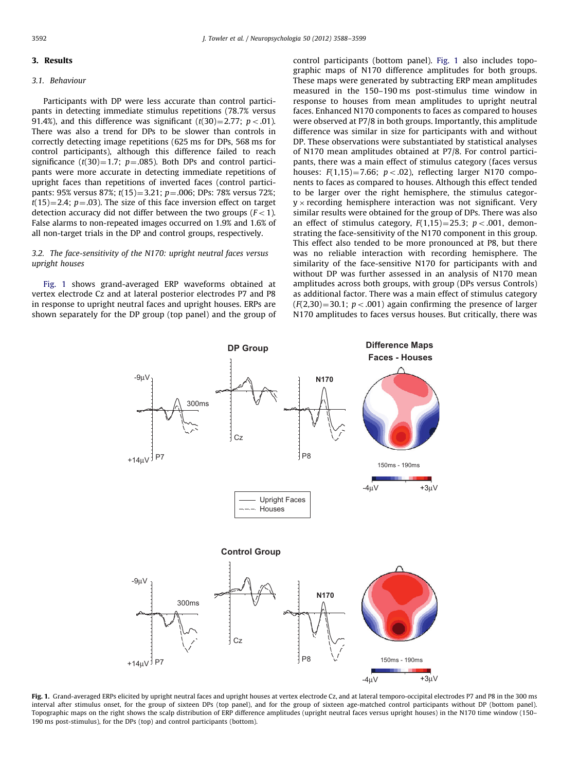## 3. Results

### 3.1. Behaviour

Participants with DP were less accurate than control participants in detecting immediate stimulus repetitions (78.7% versus 91.4%), and this difference was significant ($t(30)=2.77$; $p<.01$). There was also a trend for DPs to be slower than controls in correctly detecting image repetitions (625 ms for DPs, 568 ms for control participants), although this difference failed to reach significance ($t(30)=1.7$; $p=.085$). Both DPs and control participants were more accurate in detecting immediate repetitions of upright faces than repetitions of inverted faces (control participants: 95% versus 87%; $t(15)=3.21$; $p=.006$; DPs: 78% versus 72%; $t(15)=2.4$; $p=.03$). The size of this face inversion effect on target detection accuracy did not differ between the two groups ($F<1$). False alarms to non-repeated images occurred on 1.9% and 1.6% of all non-target trials in the DP and control groups, respectively.

### 3.2. The face-sensitivity of the N170: upright neutral faces versus upright houses

Fig. 1 shows grand-averaged ERP waveforms obtained at vertex electrode Cz and at lateral posterior electrodes P7 and P8 in response to upright neutral faces and upright houses. ERPs are shown separately for the DP group (top panel) and the group of control participants (bottom panel). Fig. 1 also includes topographic maps of N170 difference amplitudes for both groups. These maps were generated by subtracting ERP mean amplitudes measured in the 150–190 ms post-stimulus time window in response to houses from mean amplitudes to upright neutral faces. Enhanced N170 components to faces as compared to houses were observed at P7/8 in both groups. Importantly, this amplitude difference was similar in size for participants with and without DP. These observations were substantiated by statistical analyses of N170 mean amplitudes obtained at P7/8. For control participants, there was a main effect of stimulus category (faces versus houses: $F(1,15)=7.66$; $p<.02$), reflecting larger N170 components to faces as compared to houses. Although this effect tended to be larger over the right hemisphere, the stimulus category × recording hemisphere interaction was not significant. Very similar results were obtained for the group of DPs. There was also an effect of stimulus category, $F(1,15)=25.3$; $p<.001$, demonstrating the face-sensitivity of the N170 component in this group. This effect also tended to be more pronounced at P8, but there was no reliable interaction with recording hemisphere. The similarity of the face-sensitive N170 for participants with and without DP was further assessed in an analysis of N170 mean amplitudes across both groups, with group (DPs versus Controls) as additional factor. There was a main effect of stimulus category ($F(2,30)=30.1$; $p<.001$) again confirming the presence of larger N170 amplitudes to faces versus houses. But critically, there was

**Fig. 1.** Grand-averaged ERPs elicited by upright neutral faces and upright houses at vertex electrode Cz, and at lateral temporo-occipital electrodes P7 and P8 in the 300 ms interval after stimulus onset, for the group of sixteen DPs (top panel), and for the group of sixteen age-matched control participants without DP (bottom panel). Topographic maps on the right shows the scalp distribution of ERP difference amplitudes (upright neutral faces versus upright houses) in the N170 time window (150–190 ms post-stimulus), for the DPs (top) and control participants (bottom).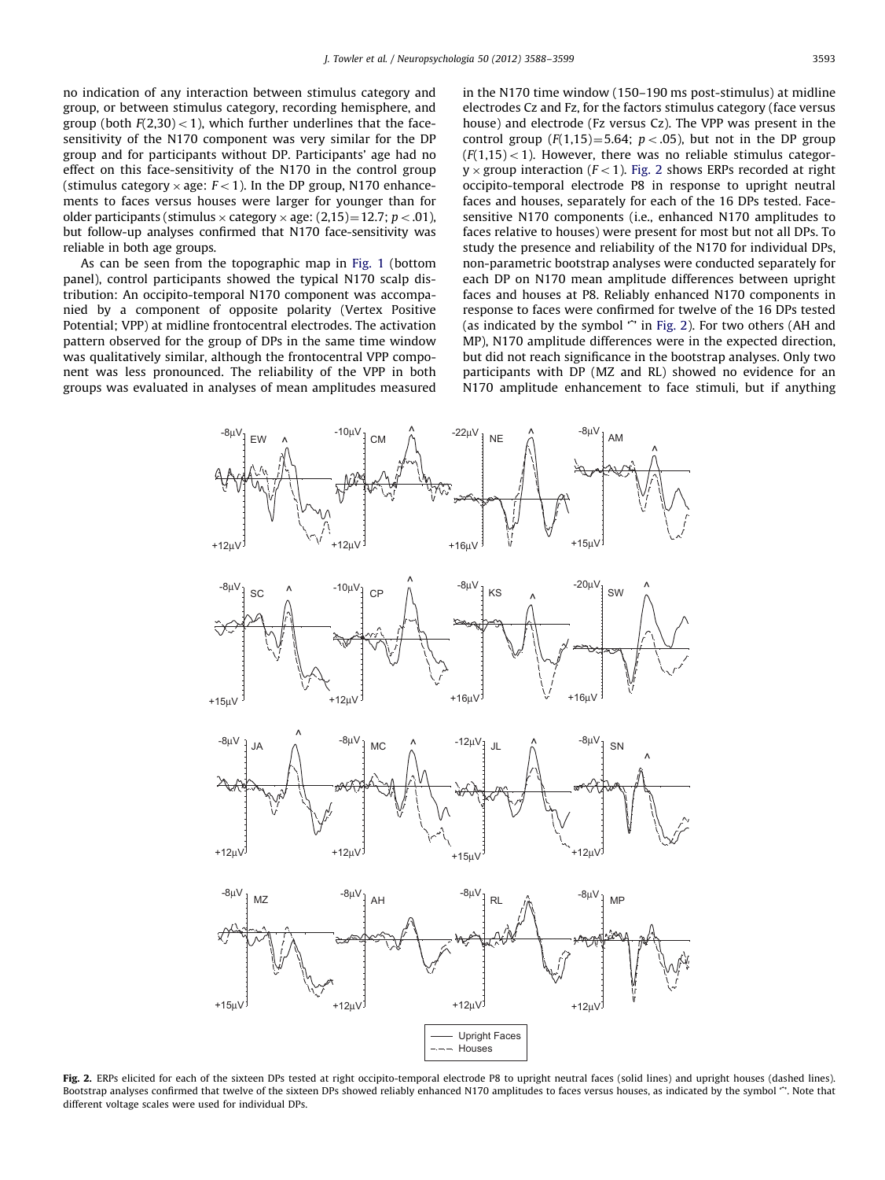no indication of any interaction between stimulus category and group, or between stimulus category, recording hemisphere, and group (both $F(2,30) < 1$), which further underlines that the face-sensitivity of the N170 component was very similar for the DP group and for participants without DP. Participants' age had no effect on this face-sensitivity of the N170 in the control group (stimulus category × age: $F < 1$). In the DP group, N170 enhancements to faces versus houses were larger for younger than for older participants (stimulus × category × age: $(2,15) = 12.7$; $p < .01$), but follow-up analyses confirmed that N170 face-sensitivity was reliable in both age groups.

As can be seen from the topographic map in Fig. 1 (bottom panel), control participants showed the typical N170 scalp distribution: An occipito-temporal N170 component was accompanied by a component of opposite polarity (Vertex Positive Potential; VPP) at midline frontocentral electrodes. The activation pattern observed for the group of DPs in the same time window was qualitatively similar, although the frontocentral VPP component was less pronounced. The reliability of the VPP in both groups was evaluated in analyses of mean amplitudes measured in the N170 time window (150–190 ms post-stimulus) at midline electrodes Cz and Fz, for the factors stimulus category (face versus house) and electrode (Fz versus Cz). The VPP was present in the control group ($F(1,15) = 5.64$; $p < .05$), but not in the DP group ($F(1,15) < 1$). However, there was no reliable stimulus category × group interaction ($F < 1$). Fig. 2 shows ERPs recorded at right occipito-temporal electrode P8 in response to upright neutral faces and houses, separately for each of the 16 DPs tested. Face-sensitive N170 components (i.e., enhanced N170 amplitudes to faces relative to houses) were present for most but not all DPs. To study the presence and reliability of the N170 for individual DPs, non-parametric bootstrap analyses were conducted separately for each DP on N170 mean amplitude differences between upright faces and houses at P8. Reliably enhanced N170 components in response to faces were confirmed for twelve of the 16 DPs tested (as indicated by the symbol '^' in Fig. 2). For two others (AH and MP), N170 amplitude differences were in the expected direction, but did not reach significance in the bootstrap analyses. Only two participants with DP (MZ and RL) showed no evidence for an N170 amplitude enhancement to face stimuli, but if anything

**Fig. 2.** ERPs elicited for each of the sixteen DPs tested at right occipito-temporal electrode P8 to upright neutral faces (solid lines) and upright houses (dashed lines). Bootstrap analyses confirmed that twelve of the sixteen DPs showed reliably enhanced N170 amplitudes to faces versus houses, as indicated by the symbol '^'. Note that different voltage scales were used for individual DPs.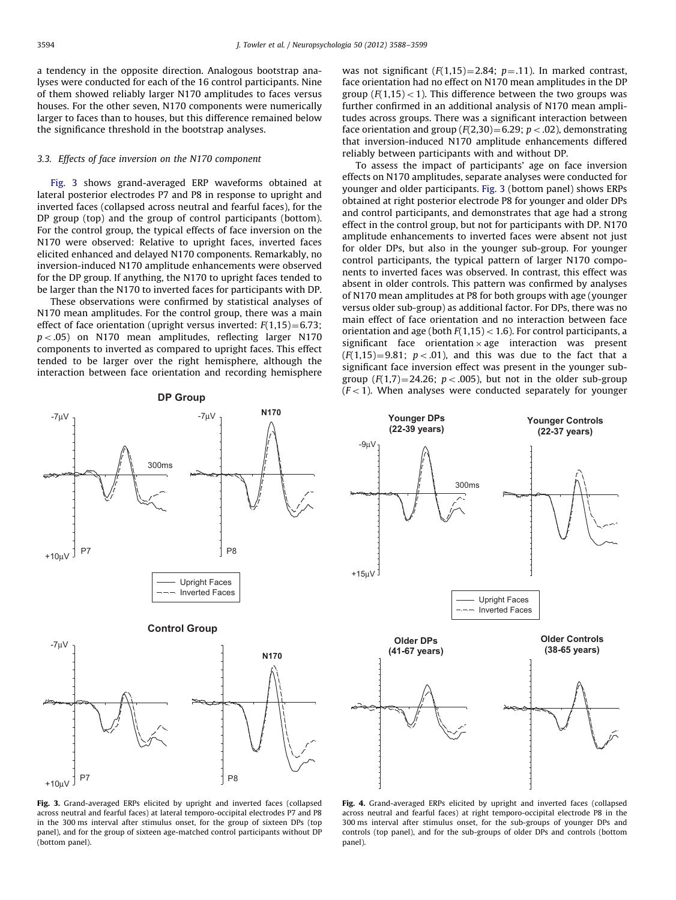a tendency in the opposite direction. Analogous bootstrap analyses were conducted for each of the 16 control participants. Nine of them showed reliably larger N170 amplitudes to faces versus houses. For the other seven, N170 components were numerically larger to faces than to houses, but this difference remained below the significance threshold in the bootstrap analyses.

### 3.3. Effects of face inversion on the N170 component

Fig. 3 shows grand-averaged ERP waveforms obtained at lateral posterior electrodes P7 and P8 in response to upright and inverted faces (collapsed across neutral and fearful faces), for the DP group (top) and the group of control participants (bottom). For the control group, the typical effects of face inversion on the N170 were observed: Relative to upright faces, inverted faces elicited enhanced and delayed N170 components. Remarkably, no inversion-induced N170 amplitude enhancements were observed for the DP group. If anything, the N170 to upright faces tended to be larger than the N170 to inverted faces for participants with DP.

These observations were confirmed by statistical analyses of N170 mean amplitudes. For the control group, there was a main effect of face orientation (upright versus inverted: $F(1,15)=6.73$; $p<.05$) on N170 mean amplitudes, reflecting larger N170 components to inverted as compared to upright faces. This effect tended to be larger over the right hemisphere, although the interaction between face orientation and recording hemisphere was not significant ($F(1,15)=2.84$; $p=.11$). In marked contrast, face orientation had no effect on N170 mean amplitudes in the DP group ($F(1,15)<1$). This difference between the two groups was further confirmed in an additional analysis of N170 mean amplitudes across groups. There was a significant interaction between face orientation and group ($F(2,30)=6.29$; $p<.02$), demonstrating that inversion-induced N170 amplitude enhancements differed reliably between participants with and without DP.

To assess the impact of participants' age on face inversion effects on N170 amplitudes, separate analyses were conducted for younger and older participants. Fig. 3 (bottom panel) shows ERPs obtained at right posterior electrode P8 for younger and older DPs and control participants, and demonstrates that age had a strong effect in the control group, but not for participants with DP. N170 amplitude enhancements to inverted faces were absent not just for older DPs, but also in the younger sub-group. For younger control participants, the typical pattern of larger N170 components to inverted faces was observed. In contrast, this effect was absent in older controls. This pattern was confirmed by analyses of N170 mean amplitudes at P8 for both groups with age (younger versus older sub-group) as additional factor. For DPs, there was no main effect of face orientation and no interaction between face orientation and age (both $F(1,15)<1.6$). For control participants, a significant face orientation $\times$ age interaction was present ($F(1,15)=9.81$; $p<.01$), and this was due to the fact that a significant face inversion effect was present in the younger sub-group ($F(1,7)=24.26$; $p<.005$), but not in the older sub-group ($F<1$). When analyses were conducted separately for younger

**Fig. 3.** Grand-averaged ERPs elicited by upright and inverted faces (collapsed across neutral and fearful faces) at lateral temporo-occipital electrodes P7 and P8 in the 300 ms interval after stimulus onset, for the group of sixteen DPs (top panel), and for the group of sixteen age-matched control participants without DP (bottom panel).

**Fig. 4.** Grand-averaged ERPs elicited by upright and inverted faces (collapsed across neutral and fearful faces) at right temporo-occipital electrode P8 in the 300 ms interval after stimulus onset, for the sub-groups of younger DPs and controls (top panel), and for the sub-groups of older DPs and controls (bottom panel).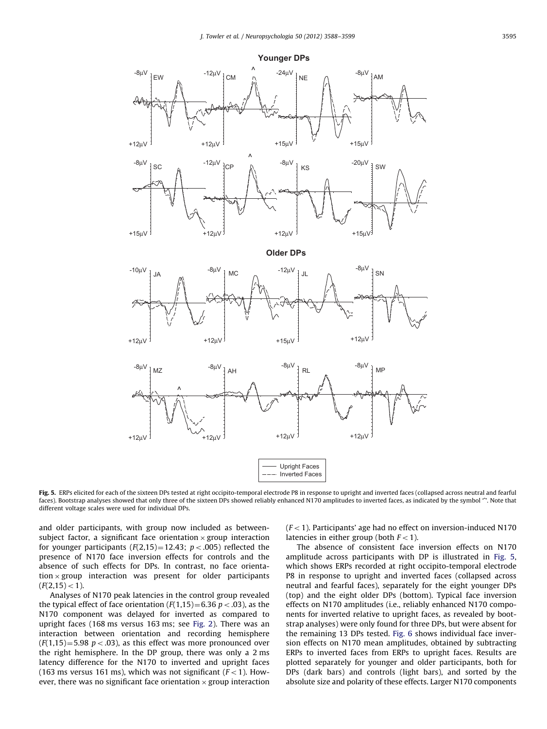**Fig. 5.** ERPs elicited for each of the sixteen DPs tested at right occipito-temporal electrode P8 in response to upright and inverted faces (collapsed across neutral and fearful faces). Bootstrap analyses showed that only three of the sixteen DPs showed reliably enhanced N170 amplitudes to inverted faces, as indicated by the symbol '^'. Note that different voltage scales were used for individual DPs.

and older participants, with group now included as between-subject factor, a significant face orientation × group interaction for younger participants ($F(2,15)=12.43$; $p<.005$) reflected the presence of N170 face inversion effects for controls and the absence of such effects for DPs. In contrast, no face orientation × group interaction was present for older participants ($F(2,15)<1$).

Analyses of N170 peak latencies in the control group revealed the typical effect of face orientation ($F(1,15)=6.36$ $p<.03$), as the N170 component was delayed for inverted as compared to upright faces (168 ms versus 163 ms; see Fig. 2). There was an interaction between orientation and recording hemisphere ($F(1,15)=5.98$ $p<.03$), as this effect was more pronounced over the right hemisphere. In the DP group, there was only a 2 ms latency difference for the N170 to inverted and upright faces (163 ms versus 161 ms), which was not significant ($F<1$). However, there was no significant face orientation × group interaction ($F<1$). Participants' age had no effect on inversion-induced N170 latencies in either group (both $F<1$).

The absence of consistent face inversion effects on N170 amplitude across participants with DP is illustrated in Fig. 5, which shows ERPs recorded at right occipito-temporal electrode P8 in response to upright and inverted faces (collapsed across neutral and fearful faces), separately for the eight younger DPs (top) and the eight older DPs (bottom). Typical face inversion effects on N170 amplitudes (i.e., reliably enhanced N170 components for inverted relative to upright faces, as revealed by bootstrap analyses) were only found for three DPs, but were absent for the remaining 13 DPs tested. Fig. 6 shows individual face inversion effects on N170 mean amplitudes, obtained by subtracting ERPs to inverted faces from ERPs to upright faces. Results are plotted separately for younger and older participants, both for DPs (dark bars) and controls (light bars), and sorted by the absolute size and polarity of these effects. Larger N170 components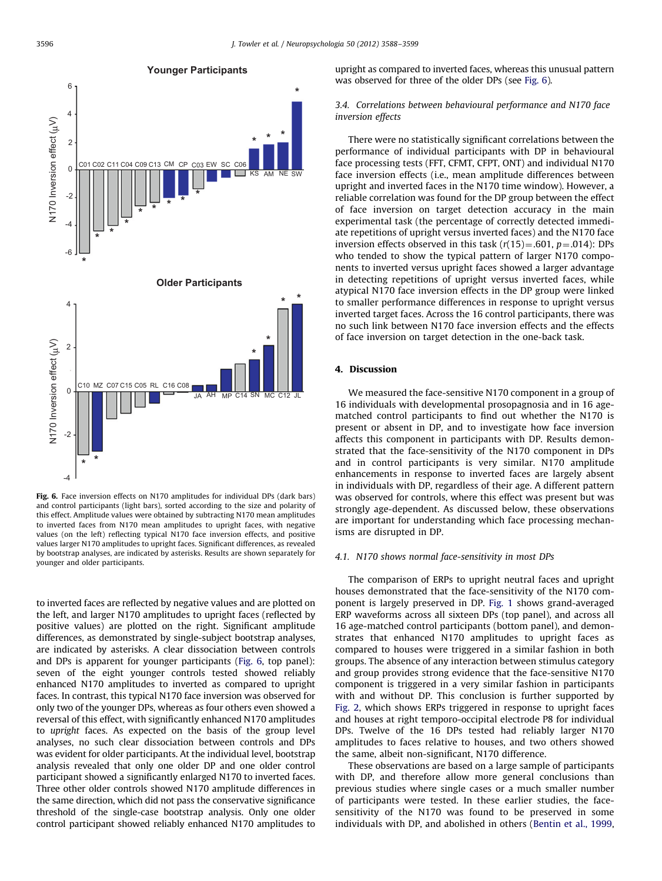Fig. 6. Face inversion effects on N170 amplitudes for individual DPs (dark bars) and control participants (light bars), sorted according to the size and polarity of this effect. Amplitude values were obtained by subtracting N170 mean amplitudes to inverted faces from N170 mean amplitudes to upright faces, with negative values (on the left) reflecting typical N170 face inversion effects, and positive values larger N170 amplitudes to upright faces. Significant differences, as revealed by bootstrap analyses, are indicated by asterisks. Results are shown separately for younger and older participants.

to inverted faces are reflected by negative values and are plotted on the left, and larger N170 amplitudes to upright faces (reflected by positive values) are plotted on the right. Significant amplitude differences, as demonstrated by single-subject bootstrap analyses, are indicated by asterisks. A clear dissociation between controls and DPs is apparent for younger participants (Fig. 6, top panel): seven of the eight younger controls tested showed reliably enhanced N170 amplitudes to inverted as compared to upright faces. In contrast, this typical N170 face inversion effect was observed for only two of the younger DPs, whereas as four others even showed a reversal of this effect, with significantly enhanced N170 amplitudes to *upright* faces. As expected on the basis of the group level analyses, no such clear dissociation between controls and DPs was evident for older participants. At the individual level, bootstrap analysis revealed that only one older DP and one older control participant showed a significantly enlarged N170 to inverted faces. Three other older controls showed N170 amplitude differences in the same direction, which did not pass the conservative significance threshold of the single-case bootstrap analysis. Only one older control participant showed reliably enhanced N170 amplitudes to upright as compared to inverted faces, whereas this unusual pattern was observed for three of the older DPs (see Fig. 6).

### 3.4. Correlations between behavioural performance and N170 face inversion effects

There were no statistically significant correlations between the performance of individual participants with DP in behavioural face processing tests (FFT, CFMT, CFPT, ONT) and individual N170 face inversion effects (i.e., mean amplitude differences between upright and inverted faces in the N170 time window). However, a reliable correlation was found for the DP group between the effect of face inversion on target detection accuracy in the main experimental task (the percentage of correctly detected immediate repetitions of upright versus inverted faces) and the N170 face inversion effects observed in this task ($r(15)=.601$, $p=.014$): DPs who tended to show the typical pattern of larger N170 components to inverted versus upright faces showed a larger advantage in detecting repetitions of upright versus inverted faces, while atypical N170 face inversion effects in the DP group were linked to smaller performance differences in response to upright versus inverted target faces. Across the 16 control participants, there was no such link between N170 face inversion effects and the effects of face inversion on target detection in the one-back task.

## 4. Discussion

We measured the face-sensitive N170 component in a group of 16 individuals with developmental prosopagnosia and in 16 age-matched control participants to find out whether the N170 is present or absent in DP, and to investigate how face inversion affects this component in participants with DP. Results demonstrated that the face-sensitivity of the N170 component in DPs and in control participants is very similar. N170 amplitude enhancements in response to inverted faces are largely absent in individuals with DP, regardless of their age. A different pattern was observed for controls, where this effect was present but was strongly age-dependent. As discussed below, these observations are important for understanding which face processing mechanisms are disrupted in DP.

### 4.1. N170 shows normal face-sensitivity in most DPs

The comparison of ERPs to upright neutral faces and upright houses demonstrated that the face-sensitivity of the N170 component is largely preserved in DP. Fig. 1 shows grand-averaged ERP waveforms across all sixteen DPs (top panel), and across all 16 age-matched control participants (bottom panel), and demonstrates that enhanced N170 amplitudes to upright faces as compared to houses were triggered in a similar fashion in both groups. The absence of any interaction between stimulus category and group provides strong evidence that the face-sensitive N170 component is triggered in a very similar fashion in participants with and without DP. This conclusion is further supported by Fig. 2, which shows ERPs triggered in response to upright faces and houses at right temporo-occipital electrode P8 for individual DPs. Twelve of the 16 DPs tested had reliably larger N170 amplitudes to faces relative to houses, and two others showed the same, albeit non-significant, N170 difference.

These observations are based on a large sample of participants with DP, and therefore allow more general conclusions than previous studies where single cases or a much smaller number of participants were tested. In these earlier studies, the face-sensitivity of the N170 was found to be preserved in some individuals with DP, and abolished in others (Bentin et al., 1999,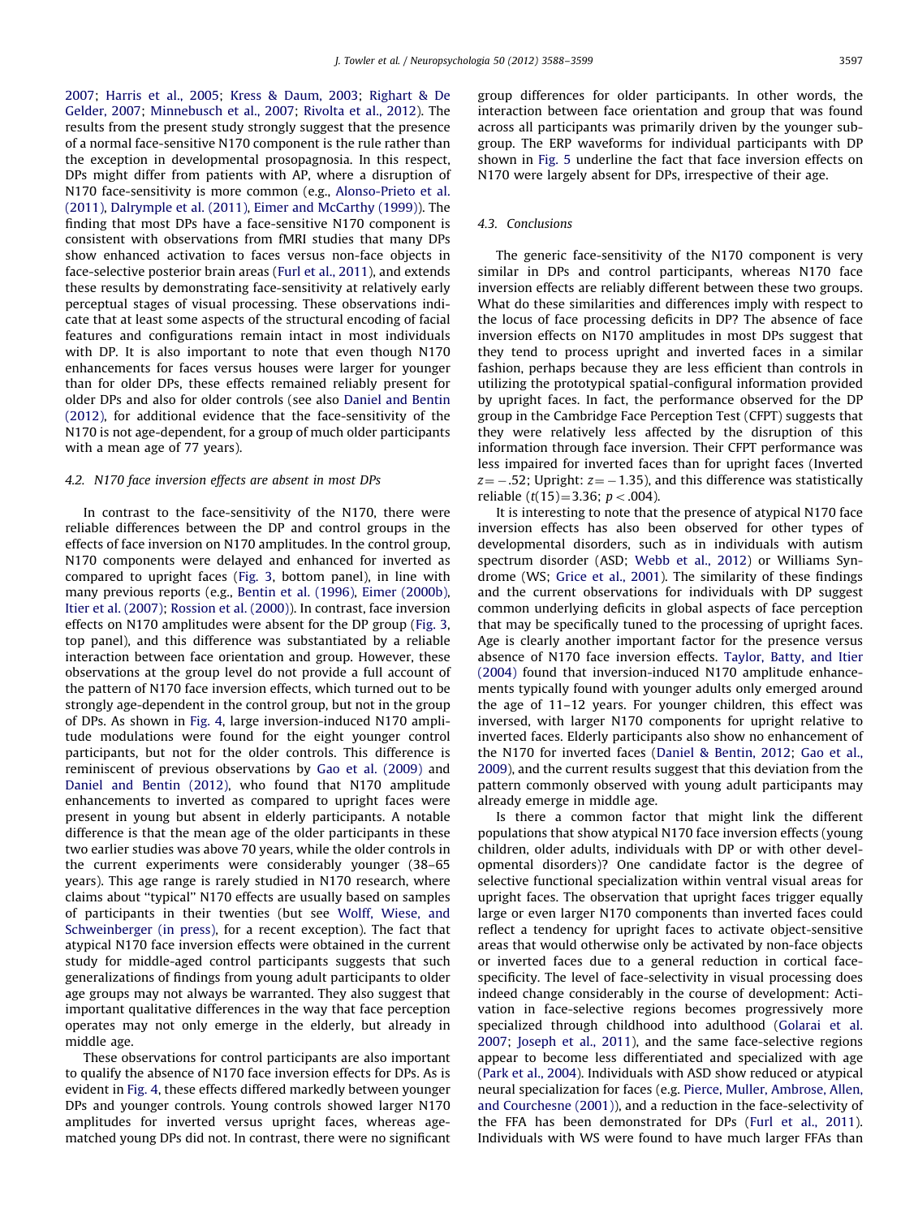2007; Harris et al., 2005; Kress & Daum, 2003; Righart & De Gelder, 2007; Minnebusch et al., 2007; Rivolta et al., 2012). The results from the present study strongly suggest that the presence of a normal face-sensitive N170 component is the rule rather than the exception in developmental prosopagnosia. In this respect, DPs might differ from patients with AP, where a disruption of N170 face-sensitivity is more common (e.g., Alonso-Prieto et al. (2011), Dalrymple et al. (2011), Eimer and McCarthy (1999)). The finding that most DPs have a face-sensitive N170 component is consistent with observations from fMRI studies that many DPs show enhanced activation to faces versus non-face objects in face-selective posterior brain areas (Furl et al., 2011), and extends these results by demonstrating face-sensitivity at relatively early perceptual stages of visual processing. These observations indicate that at least some aspects of the structural encoding of facial features and configurations remain intact in most individuals with DP. It is also important to note that even though N170 enhancements for faces versus houses were larger for younger than for older DPs, these effects remained reliably present for older DPs and also for older controls (see also Daniel and Bentin (2012), for additional evidence that the face-sensitivity of the N170 is not age-dependent, for a group of much older participants with a mean age of 77 years).

### 4.2. N170 face inversion effects are absent in most DPs

In contrast to the face-sensitivity of the N170, there were reliable differences between the DP and control groups in the effects of face inversion on N170 amplitudes. In the control group, N170 components were delayed and enhanced for inverted as compared to upright faces (Fig. 3, bottom panel), in line with many previous reports (e.g., Bentin et al. (1996), Eimer (2000b), Itier et al. (2007); Rossion et al. (2000)). In contrast, face inversion effects on N170 amplitudes were absent for the DP group (Fig. 3, top panel), and this difference was substantiated by a reliable interaction between face orientation and group. However, these observations at the group level do not provide a full account of the pattern of N170 face inversion effects, which turned out to be strongly age-dependent in the control group, but not in the group of DPs. As shown in Fig. 4, large inversion-induced N170 amplitude modulations were found for the eight younger control participants, but not for the older controls. This difference is reminiscent of previous observations by Gao et al. (2009) and Daniel and Bentin (2012), who found that N170 amplitude enhancements to inverted as compared to upright faces were present in young but absent in elderly participants. A notable difference is that the mean age of the older participants in these two earlier studies was above 70 years, while the older controls in the current experiments were considerably younger (38–65 years). This age range is rarely studied in N170 research, where claims about "typical" N170 effects are usually based on samples of participants in their twenties (but see Wolff, Wiese, and Schweinberger (in press), for a recent exception). The fact that atypical N170 face inversion effects were obtained in the current study for middle-aged control participants suggests that such generalizations of findings from young adult participants to older age groups may not always be warranted. They also suggest that important qualitative differences in the way that face perception operates may not only emerge in the elderly, but already in middle age.

These observations for control participants are also important to qualify the absence of N170 face inversion effects for DPs. As is evident in Fig. 4, these effects differed markedly between younger DPs and younger controls. Young controls showed larger N170 amplitudes for inverted versus upright faces, whereas age-matched young DPs did not. In contrast, there were no significant group differences for older participants. In other words, the interaction between face orientation and group that was found across all participants was primarily driven by the younger sub-group. The ERP waveforms for individual participants with DP shown in Fig. 5 underline the fact that face inversion effects on N170 were largely absent for DPs, irrespective of their age.

### 4.3. Conclusions

The generic face-sensitivity of the N170 component is very similar in DPs and control participants, whereas N170 face inversion effects are reliably different between these two groups. What do these similarities and differences imply with respect to the locus of face processing deficits in DP? The absence of face inversion effects on N170 amplitudes in most DPs suggest that they tend to process upright and inverted faces in a similar fashion, perhaps because they are less efficient than controls in utilizing the prototypical spatial-configural information provided by upright faces. In fact, the performance observed for the DP group in the Cambridge Face Perception Test (CFPT) suggests that they were relatively less affected by the disruption of this information through face inversion. Their CFPT performance was less impaired for inverted faces than for upright faces (Inverted $z=-.52$; Upright: $z=-1.35$), and this difference was statistically reliable ($t(15)=3.36$; $p<.004$).

It is interesting to note that the presence of atypical N170 face inversion effects has also been observed for other types of developmental disorders, such as in individuals with autism spectrum disorder (ASD; Webb et al., 2012) or Williams Syndrome (WS; Grice et al., 2001). The similarity of these findings and the current observations for individuals with DP suggest common underlying deficits in global aspects of face perception that may be specifically tuned to the processing of upright faces. Age is clearly another important factor for the presence versus absence of N170 face inversion effects. Taylor, Batty, and Itier (2004) found that inversion-induced N170 amplitude enhancements typically found with younger adults only emerged around the age of 11–12 years. For younger children, this effect was inversed, with larger N170 components for upright relative to inverted faces. Elderly participants also show no enhancement of the N170 for inverted faces (Daniel & Bentin, 2012; Gao et al., 2009), and the current results suggest that this deviation from the pattern commonly observed with young adult participants may already emerge in middle age.

Is there a common factor that might link the different populations that show atypical N170 face inversion effects (young children, older adults, individuals with DP or with other developmental disorders)? One candidate factor is the degree of selective functional specialization within ventral visual areas for upright faces. The observation that upright faces trigger equally large or even larger N170 components than inverted faces could reflect a tendency for upright faces to activate object-sensitive areas that would otherwise only be activated by non-face objects or inverted faces due to a general reduction in cortical face-specificity. The level of face-selectivity in visual processing does indeed change considerably in the course of development: Activation in face-selective regions becomes progressively more specialized through childhood into adulthood (Golarai et al. 2007; Joseph et al., 2011), and the same face-selective regions appear to become less differentiated and specialized with age (Park et al., 2004). Individuals with ASD show reduced or atypical neural specialization for faces (e.g. Pierce, Muller, Ambrose, Allen, and Courchesne (2001)), and a reduction in the face-selectivity of the FFA has been demonstrated for DPs (Furl et al., 2011). Individuals with WS were found to have much larger FFAs than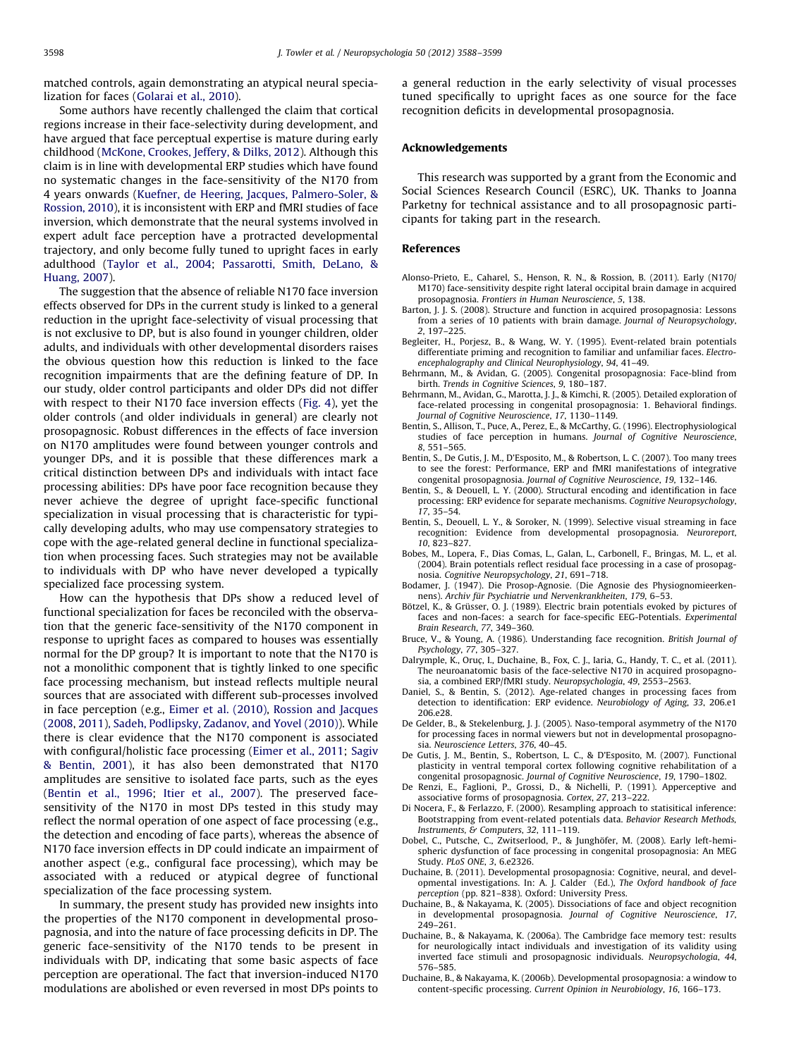matched controls, again demonstrating an atypical neural specialization for faces (Golarai et al., 2010).

Some authors have recently challenged the claim that cortical regions increase in their face-selectivity during development, and have argued that face perceptual expertise is mature during early childhood (McKone, Crookes, Jeffery, & Dilks, 2012). Although this claim is in line with developmental ERP studies which have found no systematic changes in the face-sensitivity of the N170 from 4 years onwards (Kuefner, de Heering, Jacques, Palmero-Soler, & Rossion, 2010), it is inconsistent with ERP and fMRI studies of face inversion, which demonstrate that the neural systems involved in expert adult face perception have a protracted developmental trajectory, and only become fully tuned to upright faces in early adulthood (Taylor et al., 2004; Passarotti, Smith, DeLano, & Huang, 2007).

The suggestion that the absence of reliable N170 face inversion effects observed for DPs in the current study is linked to a general reduction in the upright face-selectivity of visual processing that is not exclusive to DP, but is also found in younger children, older adults, and individuals with other developmental disorders raises the obvious question how this reduction is linked to the face recognition impairments that are the defining feature of DP. In our study, older control participants and older DPs did not differ with respect to their N170 face inversion effects (Fig. 4), yet the older controls (and older individuals in general) are clearly not prosopagnosic. Robust differences in the effects of face inversion on N170 amplitudes were found between younger controls and younger DPs, and it is possible that these differences mark a critical distinction between DPs and individuals with intact face processing abilities: DPs have poor face recognition because they never achieve the degree of upright face-specific functional specialization in visual processing that is characteristic for typically developing adults, who may use compensatory strategies to cope with the age-related general decline in functional specialization when processing faces. Such strategies may not be available to individuals with DP who have never developed a typically specialized face processing system.

How can the hypothesis that DPs show a reduced level of functional specialization for faces be reconciled with the observation that the generic face-sensitivity of the N170 component in response to upright faces as compared to houses was essentially normal for the DP group? It is important to note that the N170 is not a monolithic component that is tightly linked to one specific face processing mechanism, but instead reflects multiple neural sources that are associated with different sub-processes involved in face perception (e.g., Eimer et al. (2010), Rossion and Jacques (2008, 2011), Sadeh, Podlipsky, Zadanov, and Yovel (2010)). While there is clear evidence that the N170 component is associated with configural/holistic face processing (Eimer et al., 2011; Sagiv & Bentin, 2001), it has also been demonstrated that N170 amplitudes are sensitive to isolated face parts, such as the eyes (Bentin et al., 1996; Itier et al., 2007). The preserved face-sensitivity of the N170 in most DPs tested in this study may reflect the normal operation of one aspect of face processing (e.g., the detection and encoding of face parts), whereas the absence of N170 face inversion effects in DP could indicate an impairment of another aspect (e.g., configural face processing), which may be associated with a reduced or atypical degree of functional specialization of the face processing system.

In summary, the present study has provided new insights into the properties of the N170 component in developmental prosopagnosia, and into the nature of face processing deficits in DP. The generic face-sensitivity of the N170 tends to be present in individuals with DP, indicating that some basic aspects of face perception are operational. The fact that inversion-induced N170 modulations are abolished or even reversed in most DPs points to a general reduction in the early selectivity of visual processes tuned specifically to upright faces as one source for the face recognition deficits in developmental prosopagnosia.

## Acknowledgements

This research was supported by a grant from the Economic and Social Sciences Research Council (ESRC), UK. Thanks to Joanna Parketny for technical assistance and to all prosopagnosic participants for taking part in the research.

## References

Alonso-Prieto, E., Caharel, S., Henson, R. N., & Rossion, B. (2011). Early (N170/M170) face-sensitivity despite right lateral occipital brain damage in acquired prosopagnosia. *Frontiers in Human Neuroscience*, *5*, 138.

Barton, J. J. S. (2008). Structure and function in acquired prosopagnosia: Lessons from a series of 10 patients with brain damage. *Journal of Neuropsychology*, *2*, 197–225.

Begleiter, H., Porjesz, B., & Wang, W. Y. (1995). Event-related brain potentials differentiate priming and recognition to familiar and unfamiliar faces. *Electroencephalography and Clinical Neurophysiology*, *94*, 41–49.

Behrmann, M., & Avidan, G. (2005). Congenital prosopagnosia: Face-blind from birth. *Trends in Cognitive Sciences*, *9*, 180–187.

Behrmann, M., Avidan, G., Marotta, J. J., & Kimchi, R. (2005). Detailed exploration of face-related processing in congenital prosopagnosia: 1. Behavioral findings. *Journal of Cognitive Neuroscience*, *17*, 1130–1149.

Bentin, S., Allison, T., Puce, A., Perez, E., & McCarthy, G. (1996). Electrophysiological studies of face perception in humans. *Journal of Cognitive Neuroscience*, *8*, 551–565.

Bentin, S., De Gutis, J. M., D'Esposito, M., & Robertson, L. C. (2007). Too many trees to see the forest: Performance, ERP and fMRI manifestations of integrative congenital prosopagnosia. *Journal of Cognitive Neuroscience*, *19*, 132–146.

Bentin, S., & Deouell, L. Y. (2000). Structural encoding and identification in face processing: ERP evidence for separate mechanisms. *Cognitive Neuropsychology*, *17*, 35–54.

Bentin, S., Deouell, L. Y., & Soroker, N. (1999). Selective visual streaming in face recognition: Evidence from developmental prosopagnosia. *Neuroreport*, *10*, 823–827.

Bobes, M., Lopera, F., Dias Comas, L., Galan, L., Carbonell, F., Bringas, M. L., et al. (2004). Brain potentials reflect residual face processing in a case of prosopagnosia. *Cognitive Neuropsychology*, *21*, 691–718.

Bodamer, J. (1947). Die Prosop-Agnosie. (Die Agnosie des Physiognomieerkennens). *Archiv für Psychiatrie und Nervenkrankheiten*, *179*, 6–53.

Bötzel, K., & Grüsser, O. J. (1989). Electric brain potentials evoked by pictures of faces and non-faces: a search for face-specific EEG-Potentials. *Experimental Brain Research*, *77*, 349–360.

Bruce, V., & Young, A. (1986). Understanding face recognition. *British Journal of Psychology*, *77*, 305–327.

Dalrymple, K., Oruç, I., Duchaine, B., Fox, C. J., Iaria, G., Handy, T. C., et al. (2011). The neuroanatomic basis of the face-selective N170 in acquired prosopagnosia, a combined ERP/fMRI study. *Neuropsychologia*, *49*, 2553–2563.

Daniel, S., & Bentin, S. (2012). Age-related changes in processing faces from detection to identification: ERP evidence. *Neurobiology of Aging*, *33*, 206.e1 206.e28.

De Gelder, B., & Stekelenburg, J. J. (2005). Naso-temporal asymmetry of the N170 for processing faces in normal viewers but not in developmental prosopagnosia. *Neuroscience Letters*, *376*, 40–45.

De Gutis, J. M., Bentin, S., Robertson, L. C., & D'Esposito, M. (2007). Functional plasticity in ventral temporal cortex following cognitive rehabilitation of a congenital prosopagnosic. *Journal of Cognitive Neuroscience*, *19*, 1790–1802.

De Renzi, E., Faglioni, P., Grossi, D., & Nichelli, P. (1991). Apperceptive and associative forms of prosopagnosia. *Cortex*, *27*, 213–222.

Di Nocera, F., & Ferlazzo, F. (2000). Resampling approach to statisitical inference: Bootstrapping from event-related potentials data. *Behavior Research Methods, Instruments, & Computers*, *32*, 111–119.

Dobel, C., Putsche, C., Zwitserlood, P., & Junghöfer, M. (2008). Early left-hemispheric dysfunction of face processing in congenital prosopagnosia: An MEG Study. *PLoS ONE*, *3*, 6.e2326.

Duchaine, B. (2011). Developmental prosopagnosia: Cognitive, neural, and developmental investigations. In: A. J. Calder (Ed.), *The Oxford handbook of face perception* (pp. 821–838). Oxford: University Press.

Duchaine, B., & Nakayama, K. (2005). Dissociations of face and object recognition in developmental prosopagnosia. *Journal of Cognitive Neuroscience*, *17*, 249–261.

Duchaine, B., & Nakayama, K. (2006a). The Cambridge face memory test: results for neurologically intact individuals and investigation of its validity using inverted face stimuli and prosopagnosic individuals. *Neuropsychologia*, *44*, 576–585.

Duchaine, B., & Nakayama, K. (2006b). Developmental prosopagnosia: a window to content-specific processing. *Current Opinion in Neurobiology*, *16*, 166–173.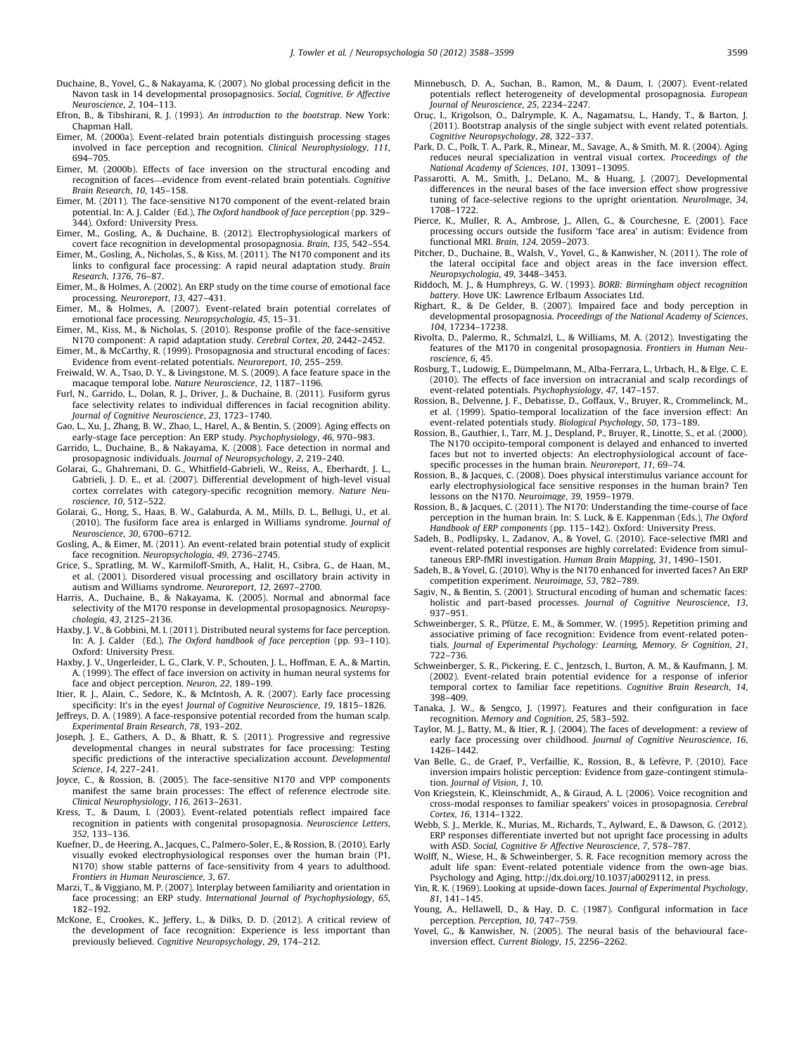Duchaine, B., Yovel, G., & Nakayama, K. (2007). No global processing deficit in the Navon task in 14 developmental prosopagnosics. *Social, Cognitive, & Affective Neuroscience*, *2*, 104–113.

Efron, B., & Tibshirani, R. J. (1993). *An introduction to the bootstrap*. New York: Chapman Hall.

Eimer, M. (2000a). Event-related brain potentials distinguish processing stages involved in face perception and recognition. *Clinical Neurophysiology*, *111*, 694–705.

Eimer, M. (2000b). Effects of face inversion on the structural encoding and recognition of faces—evidence from event-related brain potentials. *Cognitive Brain Research*, *10*, 145–158.

Eimer, M. (2011). The face-sensitive N170 component of the event-related brain potential. In: A. J. Calder (Ed.), *The Oxford handbook of face perception* (pp. 329–344). Oxford: University Press.

Eimer, M., Gosling, A., & Duchaine, B. (2012). Electrophysiological markers of covert face recognition in developmental prosopagnosia. *Brain*, *135*, 542–554.

Eimer, M., Gosling, A., Nicholas, S., & Kiss, M. (2011). The N170 component and its links to configural face processing: A rapid neural adaptation study. *Brain Research*, *1376*, 76–87.

Eimer, M., & Holmes, A. (2002). An ERP study on the time course of emotional face processing. *Neuroreport*, *13*, 427–431.

Eimer, M., & Holmes, A. (2007). Event-related brain potential correlates of emotional face processing. *Neuropsychologia*, *45*, 15–31.

Eimer, M., Kiss, M., & Nicholas, S. (2010). Response profile of the face-sensitive N170 component: A rapid adaptation study. *Cerebral Cortex*, *20*, 2442–2452.

Eimer, M., & McCarthy, R. (1999). Prosopagnosia and structural encoding of faces: Evidence from event-related potentials. *Neuroreport*, *10*, 255–259.

Freiwald, W. A., Tsao, D. Y., & Livingstone, M. S. (2009). A face feature space in the macaque temporal lobe. *Nature Neuroscience*, *12*, 1187–1196.

Furl, N., Garrido, L., Dolan, R. J., Driver, J., & Duchaine, B. (2011). Fusiform gyrus face selectivity relates to individual differences in facial recognition ability. *Journal of Cognitive Neuroscience*, *23*, 1723–1740.

Gao, L., Xu, J., Zhang, B. W., Zhao, L., Harel, A., & Bentin, S. (2009). Aging effects on early-stage face perception: An ERP study. *Psychophysiology*, *46*, 970–983.

Garrido, L., Duchaine, B., & Nakayama, K. (2008). Face detection in normal and prosopagnosic individuals. *Journal of Neuropsychology*, *2*, 219–240.

Golarai, G., Ghahremani, D. G., Whitfield-Gabrieli, W., Reiss, A., Eberhardt, J. L., Gabrieli, J. D. E., et al. (2007). Differential development of high-level visual cortex correlates with category-specific recognition memory. *Nature Neuroscience*, *10*, 512–522.

Golarai, G., Hong, S., Haas, B. W., Galaburda, A. M., Mills, D. L., Bellugi, U., et al. (2010). The fusiform face area is enlarged in Williams syndrome. *Journal of Neuroscience*, *30*, 6700–6712.

Gosling, A., & Eimer, M. (2011). An event-related brain potential study of explicit face recognition. *Neuropsychologia*, *49*, 2736–2745.

Grice, S., Spratling, M. W., Karmiloff-Smith, A., Halit, H., Csibra, G., de Haan, M., et al. (2001). Disordered visual processing and oscillatory brain activity in autism and Williams syndrome. *Neuroreport*, *12*, 2697–2700.

Harris, A., Duchaine, B., & Nakayama, K. (2005). Normal and abnormal face selectivity of the M170 response in developmental prosopagnosics. *Neuropsychologia*, *43*, 2125–2136.

Haxby, J. V., & Gobbini, M. I. (2011). Distributed neural systems for face perception. In: A. J. Calder (Ed.), *The Oxford handbook of face perception* (pp. 93–110). Oxford: University Press.

Haxby, J. V., Ungerleider, L. G., Clark, V. P., Schouten, J. L., Hoffman, E. A., & Martin, A. (1999). The effect of face inversion on activity in human neural systems for face and object perception. *Neuron*, *22*, 189–199.

Itier, R. J., Alain, C., Sedore, K., & McIntosh, A. R. (2007). Early face processing specificity: It's in the eyes! *Journal of Cognitive Neuroscience*, *19*, 1815–1826.

Jeffreys, D. A. (1989). A face-responsive potential recorded from the human scalp. *Experimental Brain Research*, *78*, 193–202.

Joseph, J. E., Gathers, A. D., & Bhatt, R. S. (2011). Progressive and regressive developmental changes in neural substrates for face processing: Testing specific predictions of the interactive specialization account. *Developmental Science*, *14*, 227–241.

Joyce, C., & Rossion, B. (2005). The face-sensitive N170 and VPP components manifest the same brain processes: The effect of reference electrode site. *Clinical Neurophysiology*, *116*, 2613–2631.

Kress, T., & Daum, I. (2003). Event-related potentials reflect impaired face recognition in patients with congenital prosopagnosia. *Neuroscience Letters*, *352*, 133–136.

Kuefner, D., de Heering, A., Jacques, C., Palmero-Soler, E., & Rossion, B. (2010). Early visually evoked electrophysiological responses over the human brain (P1, N170) show stable patterns of face-sensitivity from 4 years to adulthood. *Frontiers in Human Neuroscience*, *3*, 67.

Marzi, T., & Viggiano, M. P. (2007). Interplay between familiarity and orientation in face processing: an ERP study. *International Journal of Psychophysiology*, *65*, 182–192.

McKone, E., Crookes, K., Jeffery, L., & Dilks, D. D. (2012). A critical review of the development of face recognition: Experience is less important than previously believed. *Cognitive Neuropsychology*, *29*, 174–212.

Minnebusch, D. A., Suchan, B., Ramon, M., & Daum, I. (2007). Event-related potentials reflect heterogeneity of developmental prosopagnosia. *European Journal of Neuroscience*, *25*, 2234–2247.

Oruç, I., Krigolson, O., Dalrymple, K. A., Nagamatsu, L., Handy, T., & Barton, J. (2011). Bootstrap analysis of the single subject with event related potentials. *Cognitive Neuropsychology*, *28*, 322–337.

Park, D. C., Polk, T. A., Park, R., Minear, M., Savage, A., & Smith, M. R. (2004). Aging reduces neural specialization in ventral visual cortex. *Proceedings of the National Academy of Sciences*, *101*, 13091–13095.

Passarotti, A. M., Smith, J., DeLano, M., & Huang, J. (2007). Developmental differences in the neural bases of the face inversion effect show progressive tuning of face-selective regions to the upright orientation. *NeuroImage*, *34*, 1708–1722.

Pierce, K., Muller, R. A., Ambrose, J., Allen, G., & Courchesne, E. (2001). Face processing occurs outside the fusiform 'face area' in autism: Evidence from functional MRI. *Brain*, *124*, 2059–2073.

Pitcher, D., Duchaine, B., Walsh, V., Yovel, G., & Kanwisher, N. (2011). The role of the lateral occipital face and object areas in the face inversion effect. *Neuropsychologia*, *49*, 3448–3453.

Riddoch, M. J., & Humphreys, G. W. (1993). *BORB: Birmingham object recognition battery*. Hove UK: Lawrence Erlbaum Associates Ltd.

Righart, R., & De Gelder, B. (2007). Impaired face and body perception in developmental prosopagnosia. *Proceedings of the National Academy of Sciences*, *104*, 17234–17238.

Rivolta, D., Palermo, R., Schmalzl, L., & Williams, M. A. (2012). Investigating the features of the M170 in congenital prosopagnosia. *Frontiers in Human Neuroscience*, *6*, 45.

Rosburg, T., Ludowig, E., Dümpelmann, M., Alba-Ferrara, L., Urbach, H., & Elge, C. E. (2010). The effects of face inversion on intracranial and scalp recordings of event-related potentials. *Psychophysiology*, *47*, 147–157.

Rossion, B., Delvenne, J. F., Debatisse, D., Goffaux, V., Bruyer, R., Crommelinck, M., et al. (1999). Spatio-temporal localization of the face inversion effect: An event-related potentials study. *Biological Psychology*, *50*, 173–189.

Rossion, B., Gauthier, I., Tarr, M. J., Despland, P., Bruyer, R., Linotte, S., et al. (2000). The N170 occipito-temporal component is delayed and enhanced to inverted faces but not to inverted objects: An electrophysiological account of face-specific processes in the human brain. *Neuroreport*, *11*, 69–74.

Rossion, B., & Jacques, C. (2008). Does physical interstimulus variance account for early electrophysiological face sensitive responses in the human brain? Ten lessons on the N170. *Neuroimage*, *39*, 1959–1979.

Rossion, B., & Jacques, C. (2011). The N170: Understanding the time-course of face perception in the human brain. In: S. Luck, & E. Kappenman (Eds.), *The Oxford Handbook of ERP components* (pp. 115–142). Oxford: University Press.

Sadeh, B., Podlipsky, I., Zadanov, A., & Yovel, G. (2010). Face-selective fMRI and event-related potential responses are highly correlated: Evidence from simultaneous ERP-fMRI investigation. *Human Brain Mapping*, *31*, 1490–1501.

Sadeh, B., & Yovel, G. (2010). Why is the N170 enhanced for inverted faces? An ERP competition experiment. *Neuroimage*, *53*, 782–789.

Sagiv, N., & Bentin, S. (2001). Structural encoding of human and schematic faces: holistic and part-based processes. *Journal of Cognitive Neuroscience*, *13*, 937–951.

Schweinberger, S. R., Pfütze, E. M., & Sommer, W. (1995). Repetition priming and associative priming of face recognition: Evidence from event-related potentials. *Journal of Experimental Psychology: Learning, Memory, & Cognition*, *21*, 722–736.

Schweinberger, S. R., Pickering, E. C., Jentzsch, I., Burton, A. M., & Kaufmann, J. M. (2002). Event-related brain potential evidence for a response of inferior temporal cortex to familiar face repetitions. *Cognitive Brain Research*, *14*, 398–409.

Tanaka, J. W., & Sengco, J. (1997). Features and their configuration in face recognition. *Memory and Cognition*, *25*, 583–592.

Taylor, M. J., Batty, M., & Itier, R. J. (2004). The faces of development: a review of early face processing over childhood. *Journal of Cognitive Neuroscience*, *16*, 1426–1442.

Van Belle, G., de Graef, P., Verfaillie, K., Rossion, B., & Lefèvre, P. (2010). Face inversion impairs holistic perception: Evidence from gaze-contingent stimulation. *Journal of Vision*, *1*, 10.

Von Kriegstein, K., Kleinschmidt, A., & Giraud, A. L. (2006). Voice recognition and cross-modal responses to familiar speakers' voices in prosopagnosia. *Cerebral Cortex*, *16*, 1314–1322.

Webb, S. J., Merkle, K., Murias, M., Richards, T., Aylward, E., & Dawson, G. (2012). ERP responses differentiate inverted but not upright face processing in adults with ASD. *Social, Cognitive & Affective Neuroscience*, *7*, 578–787.

Wolff, N., Wiese, H., & Schweinberger, S. R. Face recognition memory across the adult life span: Event-related potentiale vidence from the own-age bias. Psychology and Aging, http://dx.doi.org/10.1037/a0029112, in press.

Yin, R. K. (1969). Looking at upside-down faces. *Journal of Experimental Psychology*, *81*, 141–145.

Young, A., Hellawell, D., & Hay, D. C. (1987). Configural information in face perception. *Perception*, *10*, 747–759.

Yovel, G., & Kanwisher, N. (2005). The neural basis of the behavioural face-inversion effect. *Current Biology*, *15*, 2256–2262.